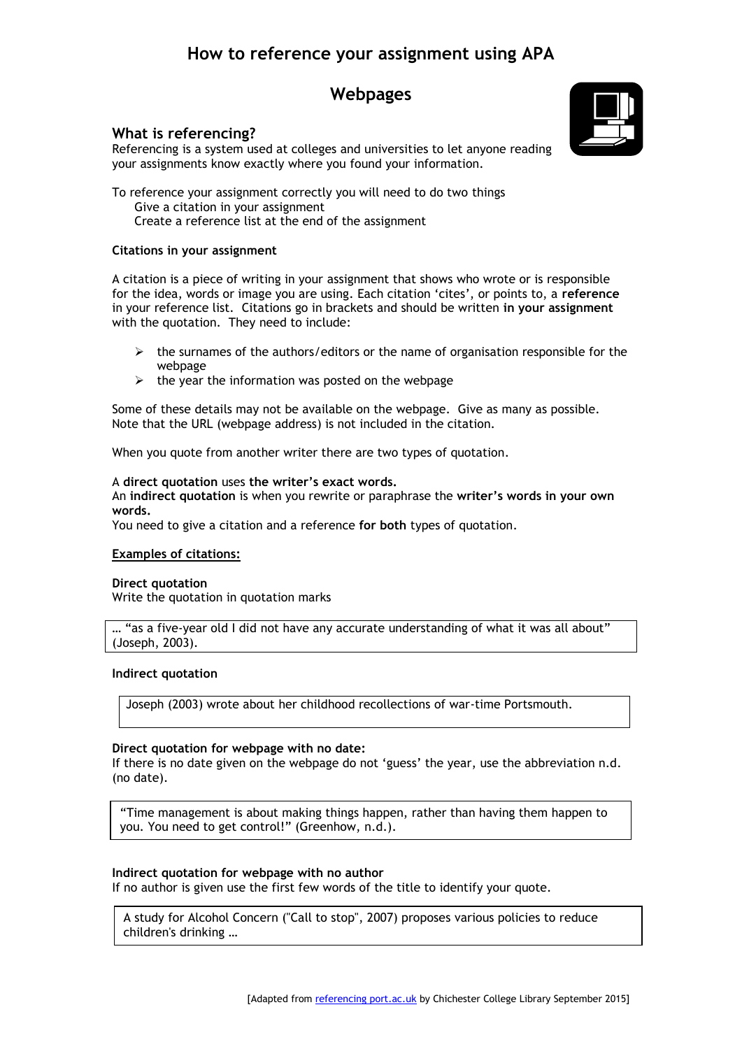# How to reference your assignment using APA

## Webpages

### What is referencing?

Referencing is a system used at colleges and universities to let anyone reading your assignments know exactly where you found your information.

To reference your assignment correctly you will need to do two things
Give a citation in your assignment
Create a reference list at the end of the assignment

**Citations in your assignment**

A citation is a piece of writing in your assignment that shows who wrote or is responsible for the idea, words or image you are using. Each citation 'cites', or points to, a **reference** in your reference list. Citations go in brackets and should be written **in your assignment** with the quotation. They need to include:

- the surnames of the authors/editors or the name of organisation responsible for the webpage
- the year the information was posted on the webpage

Some of these details may not be available on the webpage. Give as many as possible. Note that the URL (webpage address) is not included in the citation.

When you quote from another writer there are two types of quotation.

A **direct quotation** uses **the writer's exact words.**
An **indirect quotation** is when you rewrite or paraphrase the **writer's words in your own words.**
You need to give a citation and a reference **for both** types of quotation.

**Examples of citations:**

**Direct quotation**
Write the quotation in quotation marks

> … "as a five-year old I did not have any accurate understanding of what it was all about" (Joseph, 2003).

**Indirect quotation**

> Joseph (2003) wrote about her childhood recollections of war-time Portsmouth.

**Direct quotation for webpage with no date:**
If there is no date given on the webpage do not 'guess' the year, use the abbreviation n.d. (no date).

> "Time management is about making things happen, rather than having them happen to you. You need to get control!" (Greenhow, n.d.).

**Indirect quotation for webpage with no author**
If no author is given use the first few words of the title to identify your quote.

> A study for Alcohol Concern ("Call to stop", 2007) proposes various policies to reduce children's drinking …

[Adapted from referencing port.ac.uk by Chichester College Library September 2015]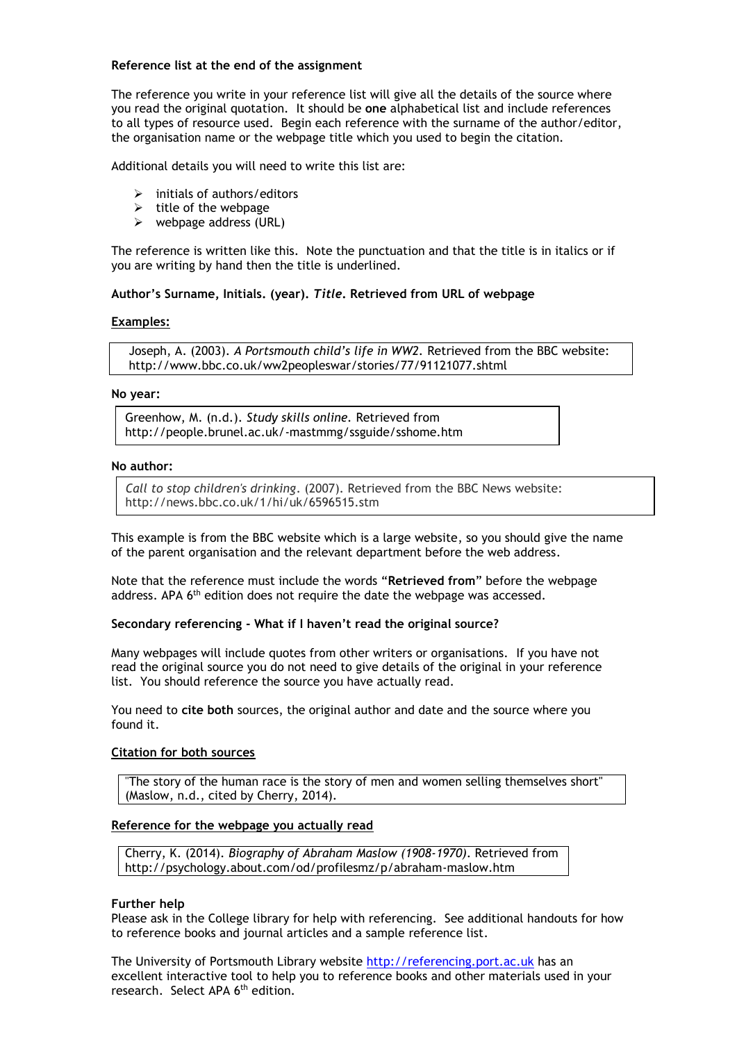**Reference list at the end of the assignment**

The reference you write in your reference list will give all the details of the source where you read the original quotation. It should be **one** alphabetical list and include references to all types of resource used. Begin each reference with the surname of the author/editor, the organisation name or the webpage title which you used to begin the citation.

Additional details you will need to write this list are:

- initials of authors/editors
- title of the webpage
- webpage address (URL)

The reference is written like this. Note the punctuation and that the title is in italics or if you are writing by hand then the title is underlined.

**Author's Surname, Initials. (year). *Title*. Retrieved from URL of webpage**

**Examples:**

Joseph, A. (2003). *A Portsmouth child's life in WW2*. Retrieved from the BBC website: http://www.bbc.co.uk/ww2peopleswar/stories/77/91121077.shtml

**No year:**

Greenhow, M. (n.d.). *Study skills online*. Retrieved from http://people.brunel.ac.uk/-mastmmg/ssguide/sshome.htm

**No author:**

*Call to stop children's drinking*. (2007). Retrieved from the BBC News website: http://news.bbc.co.uk/1/hi/uk/6596515.stm

This example is from the BBC website which is a large website, so you should give the name of the parent organisation and the relevant department before the web address.

Note that the reference must include the words "**Retrieved from**" before the webpage address. APA 6th edition does not require the date the webpage was accessed.

**Secondary referencing - What if I haven't read the original source?**

Many webpages will include quotes from other writers or organisations. If you have not read the original source you do not need to give details of the original in your reference list. You should reference the source you have actually read.

You need to **cite both** sources, the original author and date and the source where you found it.

**Citation for both sources**

"The story of the human race is the story of men and women selling themselves short" (Maslow, n.d., cited by Cherry, 2014).

**Reference for the webpage you actually read**

Cherry, K. (2014). *Biography of Abraham Maslow (1908-1970)*. Retrieved from http://psychology.about.com/od/profilesmz/p/abraham-maslow.htm

**Further help**

Please ask in the College library for help with referencing. See additional handouts for how to reference books and journal articles and a sample reference list.

The University of Portsmouth Library website http://referencing.port.ac.uk has an excellent interactive tool to help you to reference books and other materials used in your research. Select APA 6th edition.